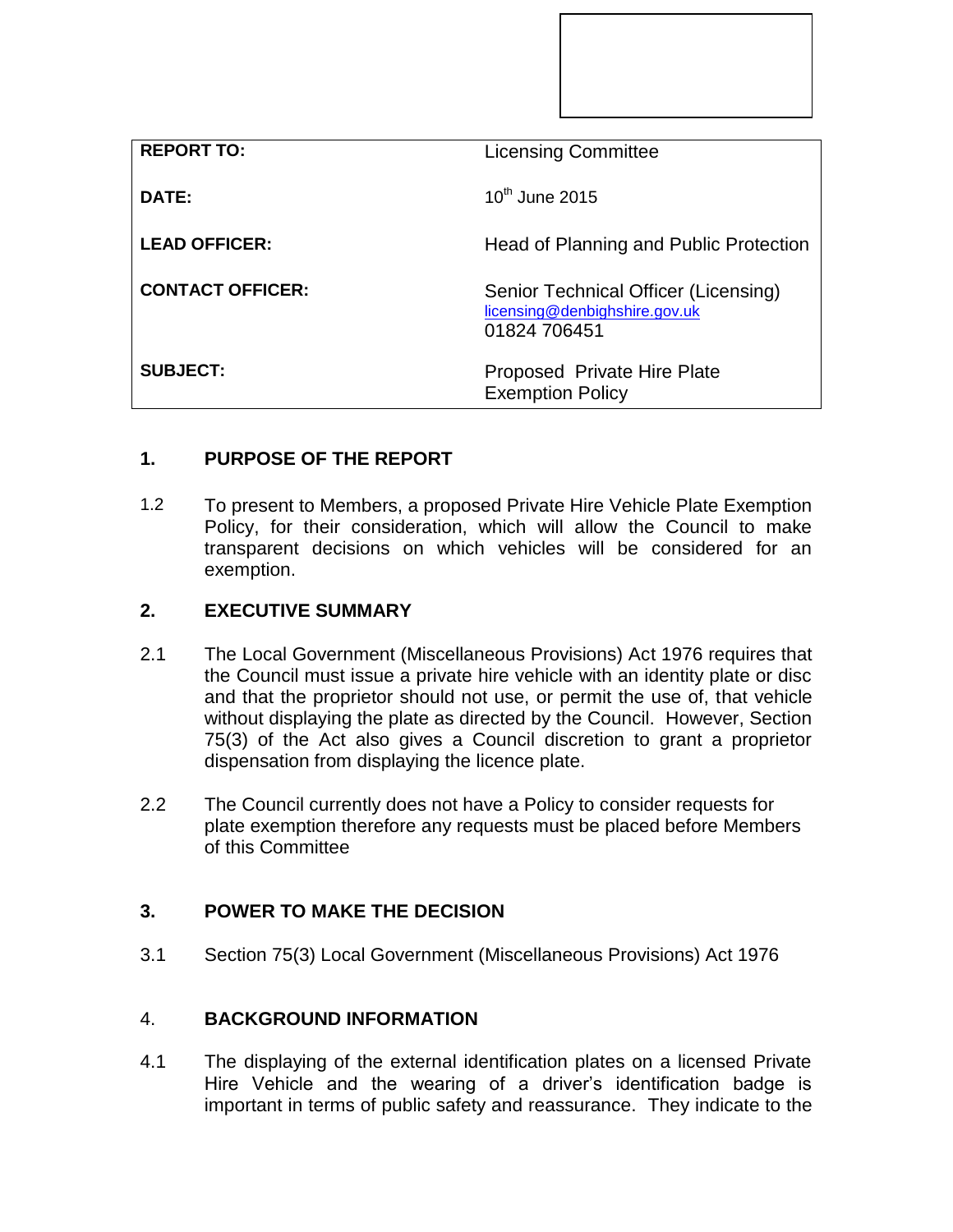| | |
|---|---|
| **REPORT TO:** | Licensing Committee |
| **DATE:** | 10th June 2015 |
| **LEAD OFFICER:** | Head of Planning and Public Protection |
| **CONTACT OFFICER:** | Senior Technical Officer (Licensing)<br>licensing@denbighshire.gov.uk<br>01824 706451 |
| **SUBJECT:** | Proposed Private Hire Plate Exemption Policy |

## 1. PURPOSE OF THE REPORT

1.2 To present to Members, a proposed Private Hire Vehicle Plate Exemption Policy, for their consideration, which will allow the Council to make transparent decisions on which vehicles will be considered for an exemption.

## 2. EXECUTIVE SUMMARY

2.1 The Local Government (Miscellaneous Provisions) Act 1976 requires that the Council must issue a private hire vehicle with an identity plate or disc and that the proprietor should not use, or permit the use of, that vehicle without displaying the plate as directed by the Council. However, Section 75(3) of the Act also gives a Council discretion to grant a proprietor dispensation from displaying the licence plate.

2.2 The Council currently does not have a Policy to consider requests for plate exemption therefore any requests must be placed before Members of this Committee

## 3. POWER TO MAKE THE DECISION

3.1 Section 75(3) Local Government (Miscellaneous Provisions) Act 1976

## 4. BACKGROUND INFORMATION

4.1 The displaying of the external identification plates on a licensed Private Hire Vehicle and the wearing of a driver's identification badge is important in terms of public safety and reassurance. They indicate to the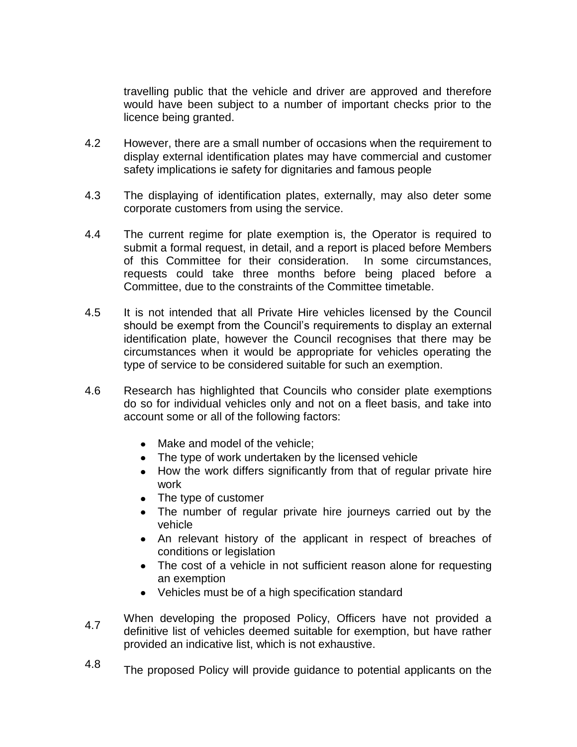travelling public that the vehicle and driver are approved and therefore would have been subject to a number of important checks prior to the licence being granted.

4.2 However, there are a small number of occasions when the requirement to display external identification plates may have commercial and customer safety implications ie safety for dignitaries and famous people

4.3 The displaying of identification plates, externally, may also deter some corporate customers from using the service.

4.4 The current regime for plate exemption is, the Operator is required to submit a formal request, in detail, and a report is placed before Members of this Committee for their consideration. In some circumstances, requests could take three months before being placed before a Committee, due to the constraints of the Committee timetable.

4.5 It is not intended that all Private Hire vehicles licensed by the Council should be exempt from the Council's requirements to display an external identification plate, however the Council recognises that there may be circumstances when it would be appropriate for vehicles operating the type of service to be considered suitable for such an exemption.

4.6 Research has highlighted that Councils who consider plate exemptions do so for individual vehicles only and not on a fleet basis, and take into account some or all of the following factors:

- Make and model of the vehicle;
- The type of work undertaken by the licensed vehicle
- How the work differs significantly from that of regular private hire work
- The type of customer
- The number of regular private hire journeys carried out by the vehicle
- An relevant history of the applicant in respect of breaches of conditions or legislation
- The cost of a vehicle in not sufficient reason alone for requesting an exemption
- Vehicles must be of a high specification standard

4.7 When developing the proposed Policy, Officers have not provided a definitive list of vehicles deemed suitable for exemption, but have rather provided an indicative list, which is not exhaustive.

4.8 The proposed Policy will provide guidance to potential applicants on the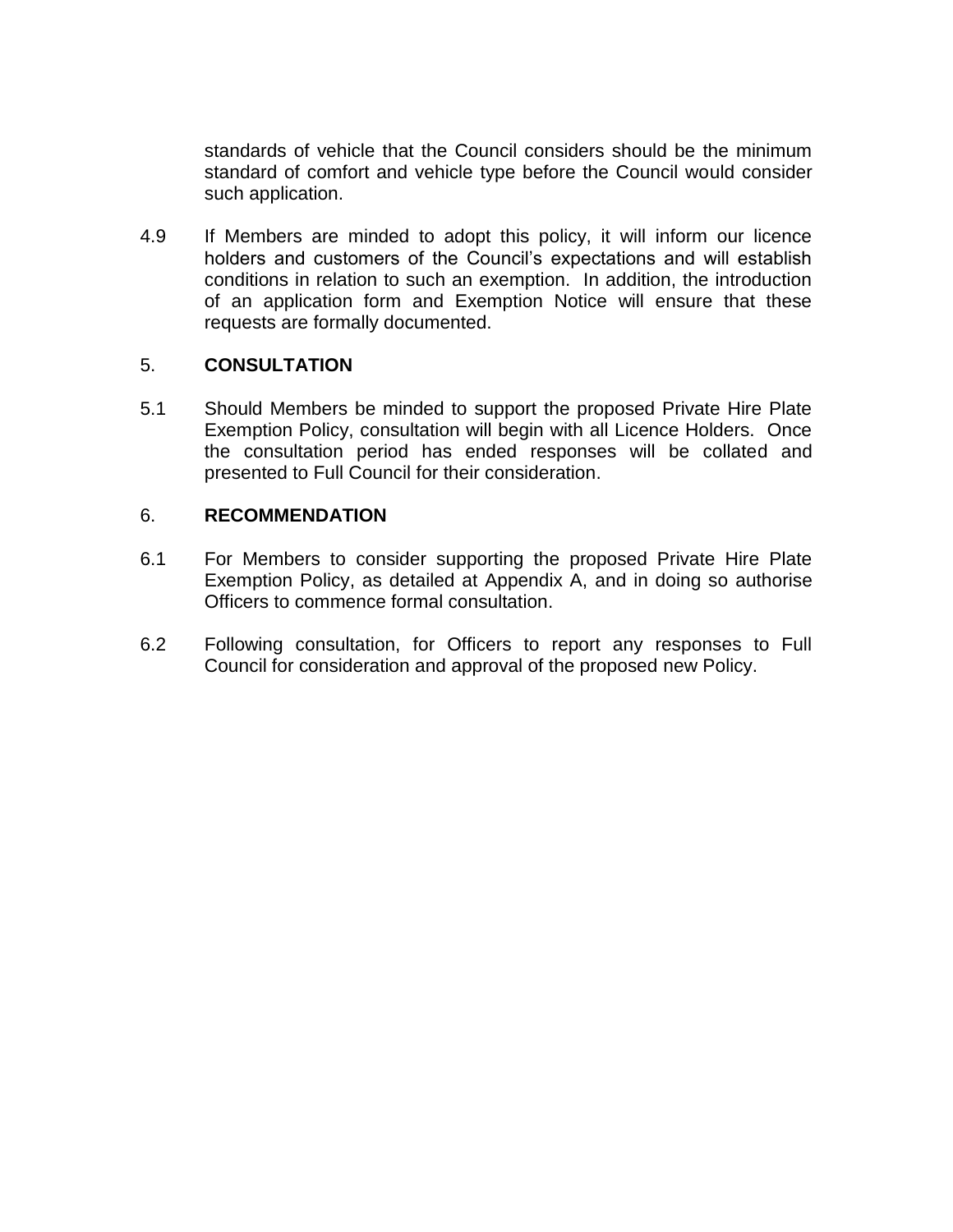standards of vehicle that the Council considers should be the minimum standard of comfort and vehicle type before the Council would consider such application.

4.9 If Members are minded to adopt this policy, it will inform our licence holders and customers of the Council's expectations and will establish conditions in relation to such an exemption. In addition, the introduction of an application form and Exemption Notice will ensure that these requests are formally documented.

## 5. CONSULTATION

5.1 Should Members be minded to support the proposed Private Hire Plate Exemption Policy, consultation will begin with all Licence Holders. Once the consultation period has ended responses will be collated and presented to Full Council for their consideration.

## 6. RECOMMENDATION

6.1 For Members to consider supporting the proposed Private Hire Plate Exemption Policy, as detailed at Appendix A, and in doing so authorise Officers to commence formal consultation.

6.2 Following consultation, for Officers to report any responses to Full Council for consideration and approval of the proposed new Policy.